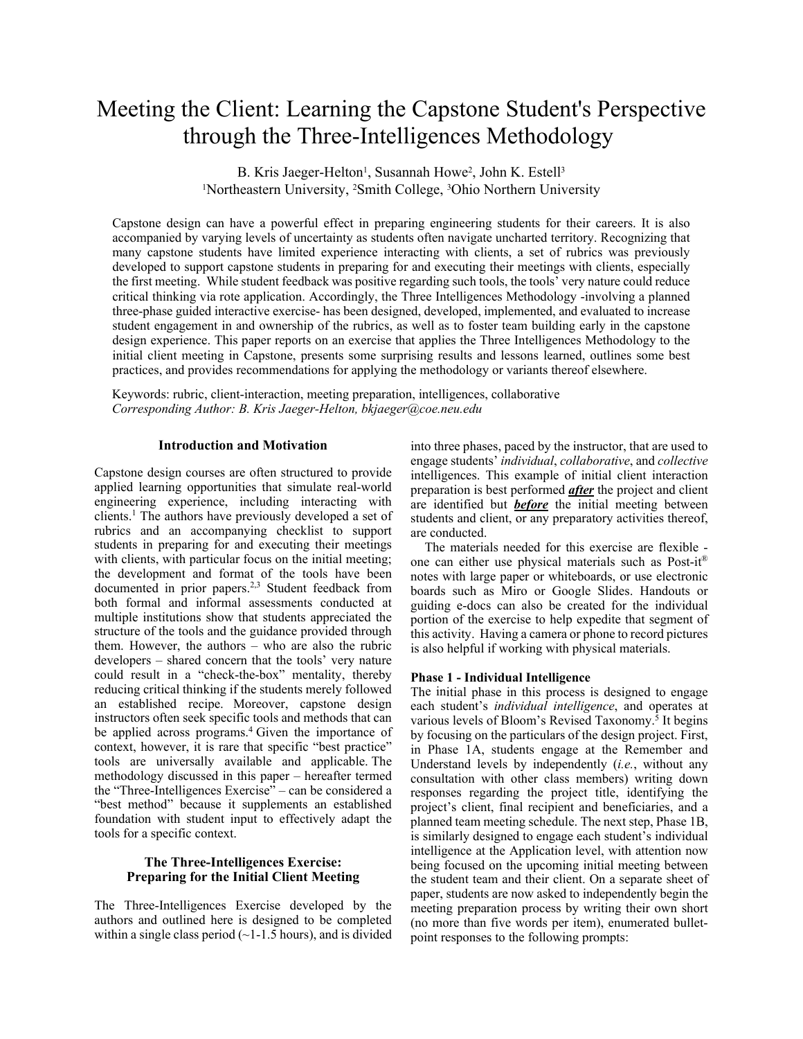# Meeting the Client: Learning the Capstone Student's Perspective through the Three-Intelligences Methodology

B. Kris Jaeger-Helton[1], Susannah Howe[2], John K. Estell[3]
[1]Northeastern University, [2]Smith College, [3]Ohio Northern University

Capstone design can have a powerful effect in preparing engineering students for their careers. It is also accompanied by varying levels of uncertainty as students often navigate uncharted territory. Recognizing that many capstone students have limited experience interacting with clients, a set of rubrics was previously developed to support capstone students in preparing for and executing their meetings with clients, especially the first meeting. While student feedback was positive regarding such tools, the tools' very nature could reduce critical thinking via rote application. Accordingly, the Three Intelligences Methodology -involving a planned three-phase guided interactive exercise- has been designed, developed, implemented, and evaluated to increase student engagement in and ownership of the rubrics, as well as to foster team building early in the capstone design experience. This paper reports on an exercise that applies the Three Intelligences Methodology to the initial client meeting in Capstone, presents some surprising results and lessons learned, outlines some best practices, and provides recommendations for applying the methodology or variants thereof elsewhere.

Keywords: rubric, client-interaction, meeting preparation, intelligences, collaborative
*Corresponding Author: B. Kris Jaeger-Helton, bkjaeger@coe.neu.edu*

## Introduction and Motivation

Capstone design courses are often structured to provide applied learning opportunities that simulate real-world engineering experience, including interacting with clients.[1] The authors have previously developed a set of rubrics and an accompanying checklist to support students in preparing for and executing their meetings with clients, with particular focus on the initial meeting; the development and format of the tools have been documented in prior papers.[2,3] Student feedback from both formal and informal assessments conducted at multiple institutions show that students appreciated the structure of the tools and the guidance provided through them. However, the authors – who are also the rubric developers – shared concern that the tools' very nature could result in a "check-the-box" mentality, thereby reducing critical thinking if the students merely followed an established recipe. Moreover, capstone design instructors often seek specific tools and methods that can be applied across programs.[4] Given the importance of context, however, it is rare that specific "best practice" tools are universally available and applicable. The methodology discussed in this paper – hereafter termed the "Three-Intelligences Exercise" – can be considered a "best method" because it supplements an established foundation with student input to effectively adapt the tools for a specific context.

## The Three-Intelligences Exercise: Preparing for the Initial Client Meeting

The Three-Intelligences Exercise developed by the authors and outlined here is designed to be completed within a single class period (~1-1.5 hours), and is divided into three phases, paced by the instructor, that are used to engage students' *individual*, *collaborative*, and *collective* intelligences. This example of initial client interaction preparation is best performed ***after*** the project and client are identified but ***before*** the initial meeting between students and client, or any preparatory activities thereof, are conducted.

The materials needed for this exercise are flexible - one can either use physical materials such as Post-it® notes with large paper or whiteboards, or use electronic boards such as Miro or Google Slides. Handouts or guiding e-docs can also be created for the individual portion of the exercise to help expedite that segment of this activity. Having a camera or phone to record pictures is also helpful if working with physical materials.

### Phase 1 - Individual Intelligence

The initial phase in this process is designed to engage each student's *individual intelligence*, and operates at various levels of Bloom's Revised Taxonomy.[5] It begins by focusing on the particulars of the design project. First, in Phase 1A, students engage at the Remember and Understand levels by independently (*i.e.*, without any consultation with other class members) writing down responses regarding the project title, identifying the project's client, final recipient and beneficiaries, and a planned team meeting schedule. The next step, Phase 1B, is similarly designed to engage each student's individual intelligence at the Application level, with attention now being focused on the upcoming initial meeting between the student team and their client. On a separate sheet of paper, students are now asked to independently begin the meeting preparation process by writing their own short (no more than five words per item), enumerated bullet-point responses to the following prompts: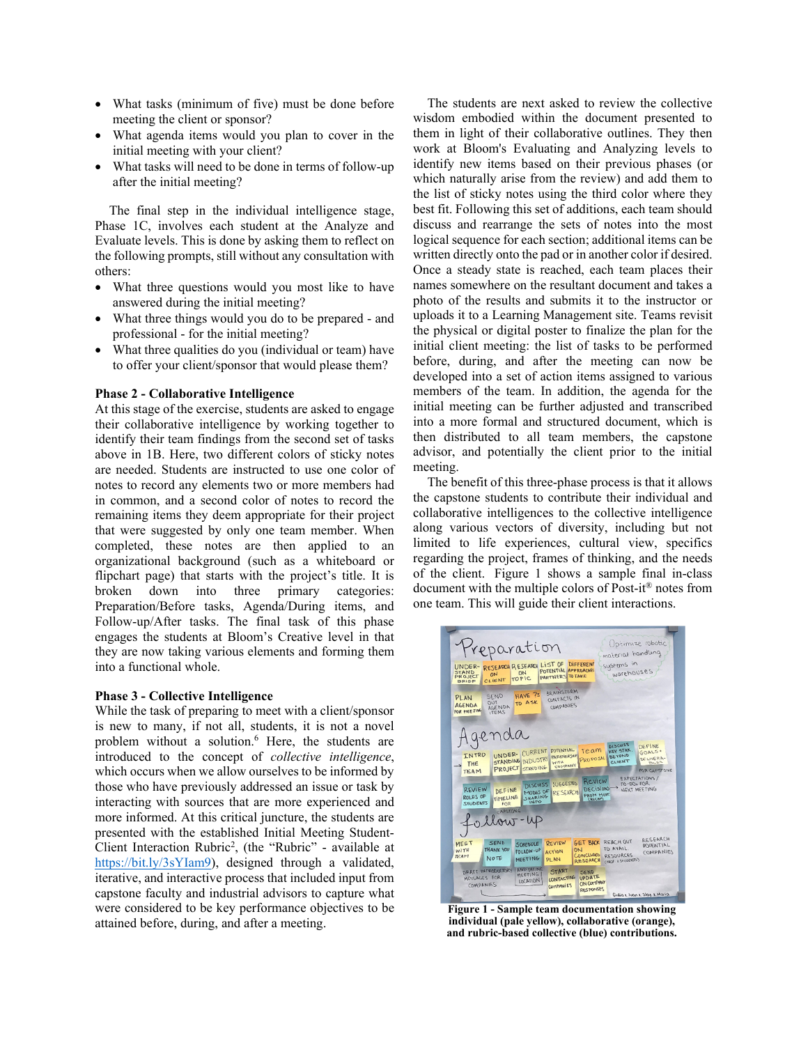- What tasks (minimum of five) must be done before meeting the client or sponsor?
- What agenda items would you plan to cover in the initial meeting with your client?
- What tasks will need to be done in terms of follow-up after the initial meeting?

The final step in the individual intelligence stage, Phase 1C, involves each student at the Analyze and Evaluate levels. This is done by asking them to reflect on the following prompts, still without any consultation with others:

- What three questions would you most like to have answered during the initial meeting?
- What three things would you do to be prepared - and professional - for the initial meeting?
- What three qualities do you (individual or team) have to offer your client/sponsor that would please them?

**Phase 2 - Collaborative Intelligence**

At this stage of the exercise, students are asked to engage their collaborative intelligence by working together to identify their team findings from the second set of tasks above in 1B. Here, two different colors of sticky notes are needed. Students are instructed to use one color of notes to record any elements two or more members had in common, and a second color of notes to record the remaining items they deem appropriate for their project that were suggested by only one team member. When completed, these notes are then applied to an organizational background (such as a whiteboard or flipchart page) that starts with the project's title. It is broken down into three primary categories: Preparation/Before tasks, Agenda/During items, and Follow-up/After tasks. The final task of this phase engages the students at Bloom's Creative level in that they are now taking various elements and forming them into a functional whole.

**Phase 3 - Collective Intelligence**

While the task of preparing to meet with a client/sponsor is new to many, if not all, students, it is not a novel problem without a solution.[6] Here, the students are introduced to the concept of *collective intelligence*, which occurs when we allow ourselves to be informed by those who have previously addressed an issue or task by interacting with sources that are more experienced and more informed. At this critical juncture, the students are presented with the established Initial Meeting Student-Client Interaction Rubric[2], (the "Rubric" - available at https://bit.ly/3sYIam9), designed through a validated, iterative, and interactive process that included input from capstone faculty and industrial advisors to capture what were considered to be key performance objectives to be attained before, during, and after a meeting.

The students are next asked to review the collective wisdom embodied within the document presented to them in light of their collaborative outlines. They then work at Bloom's Evaluating and Analyzing levels to identify new items based on their previous phases (or which naturally arise from the review) and add them to the list of sticky notes using the third color where they best fit. Following this set of additions, each team should discuss and rearrange the sets of notes into the most logical sequence for each section; additional items can be written directly onto the pad or in another color if desired. Once a steady state is reached, each team places their names somewhere on the resultant document and takes a photo of the results and submits it to the instructor or uploads it to a Learning Management site. Teams revisit the physical or digital poster to finalize the plan for the initial client meeting: the list of tasks to be performed before, during, and after the meeting can now be developed into a set of action items assigned to various members of the team. In addition, the agenda for the initial meeting can be further adjusted and transcribed into a more formal and structured document, which is then distributed to all team members, the capstone advisor, and potentially the client prior to the initial meeting.

The benefit of this three-phase process is that it allows the capstone students to contribute their individual and collaborative intelligences to the collective intelligence along various vectors of diversity, including but not limited to life experiences, cultural view, specifics regarding the project, frames of thinking, and the needs of the client. Figure 1 shows a sample final in-class document with the multiple colors of Post-it® notes from one team. This will guide their client interactions.

**Figure 1 - Sample team documentation showing individual (pale yellow), collaborative (orange), and rubric-based collective (blue) contributions.**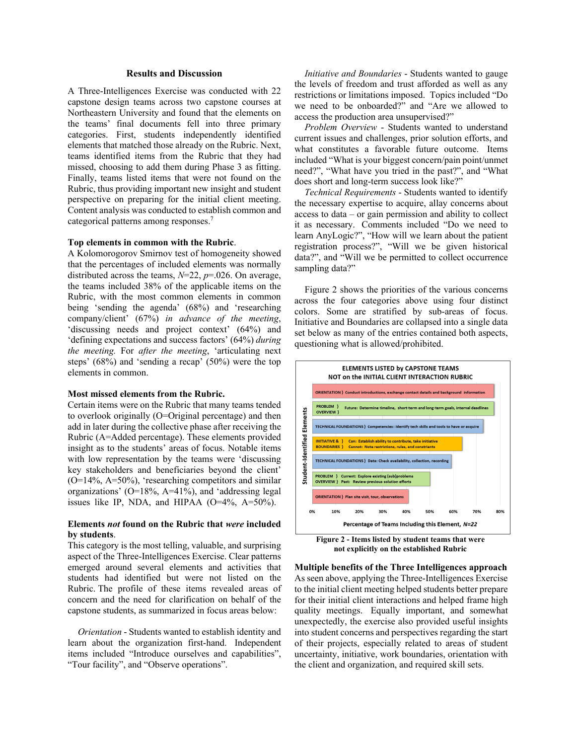## Results and Discussion

A Three-Intelligences Exercise was conducted with 22 capstone design teams across two capstone courses at Northeastern University and found that the elements on the teams' final documents fell into three primary categories. First, students independently identified elements that matched those already on the Rubric. Next, teams identified items from the Rubric that they had missed, choosing to add them during Phase 3 as fitting. Finally, teams listed items that were not found on the Rubric, thus providing important new insight and student perspective on preparing for the initial client meeting. Content analysis was conducted to establish common and categorical patterns among responses.[7]

**Top elements in common with the Rubric**.
A Kolomorogorov Smirnov test of homogeneity showed that the percentages of included elements was normally distributed across the teams, $N$=22, $p$=.026. On average, the teams included 38% of the applicable items on the Rubric, with the most common elements in common being 'sending the agenda' (68%) and 'researching company/client' (67%) *in advance of the meeting*, 'discussing needs and project context' (64%) and 'defining expectations and success factors' (64%) *during the meeting.* For *after the meeting*, 'articulating next steps' (68%) and 'sending a recap' (50%) were the top elements in common.

**Most missed elements from the Rubric.**
Certain items were on the Rubric that many teams tended to overlook originally (O=Original percentage) and then add in later during the collective phase after receiving the Rubric (A=Added percentage). These elements provided insight as to the students' areas of focus. Notable items with low representation by the teams were 'discussing key stakeholders and beneficiaries beyond the client' (O=14%, A=50%), 'researching competitors and similar organizations' (O=18%, A=41%), and 'addressing legal issues like IP, NDA, and HIPAA (O=4%, A=50%).

**Elements *not* found on the Rubric that *were* included by students**.
This category is the most telling, valuable, and surprising aspect of the Three-Intelligences Exercise. Clear patterns emerged around several elements and activities that students had identified but were not listed on the Rubric. The profile of these items revealed areas of concern and the need for clarification on behalf of the capstone students, as summarized in focus areas below:

*Orientation* - Students wanted to establish identity and learn about the organization first-hand. Independent items included "Introduce ourselves and capabilities", "Tour facility", and "Observe operations".

*Initiative and Boundaries* - Students wanted to gauge the levels of freedom and trust afforded as well as any restrictions or limitations imposed. Topics included "Do we need to be onboarded?" and "Are we allowed to access the production area unsupervised?"

*Problem Overview* - Students wanted to understand current issues and challenges, prior solution efforts, and what constitutes a favorable future outcome. Items included "What is your biggest concern/pain point/unmet need?", "What have you tried in the past?", and "What does short and long-term success look like?"

*Technical Requirements* - Students wanted to identify the necessary expertise to acquire, allay concerns about access to data – or gain permission and ability to collect it as necessary. Comments included "Do we need to learn AnyLogic?", "How will we learn about the patient registration process?", "Will we be given historical data?", and "Will we be permitted to collect occurrence sampling data?"

Figure 2 shows the priorities of the various concerns across the four categories above using four distinct colors. Some are stratified by sub-areas of focus. Initiative and Boundaries are collapsed into a single data set below as many of the entries contained both aspects, questioning what is allowed/prohibited.

ELEMENTS LISTED by CAPSTONE TEAMS NOT on the INITIAL CLIENT INTERACTION RUBRIC

| Student-Identified Elements | Percentage of Teams Including this Element, $N=22$ |
|---|---|
| ORIENTATION } Conduct introductions, exchange contact details and background information | ~77% |
| PROBLEM OVERVIEW } Future: Determine timeline, short-term and long-term goals, internal deadlines | ~77% |
| TECHNICAL FOUNDATIONS } Competencies: Identify tech skills and tools to have or acquire | ~73% |
| INITIATIVE & BOUNDARIES } Can: Establish ability to contribute, take initiative; Cannot: Note restrictions, rules, and constraints | ~64% |
| TECHNICAL FOUNDATIONS } Data: Check availability, collection, recording | ~59% |
| PROBLEM OVERVIEW } Current: Explore existing (sub)problems; Past: Review previous solution efforts | ~50% |
| ORIENTATION } Plan site visit, tour, observations | ~41% |

**Figure 2 - Items listed by student teams that were not explicitly on the established Rubric**

**Multiple benefits of the Three Intelligences approach**
As seen above, applying the Three-Intelligences Exercise to the initial client meeting helped students better prepare for their initial client interactions and helped frame high quality meetings. Equally important, and somewhat unexpectedly, the exercise also provided useful insights into student concerns and perspectives regarding the start of their projects, especially related to areas of student uncertainty, initiative, work boundaries, orientation with the client and organization, and required skill sets.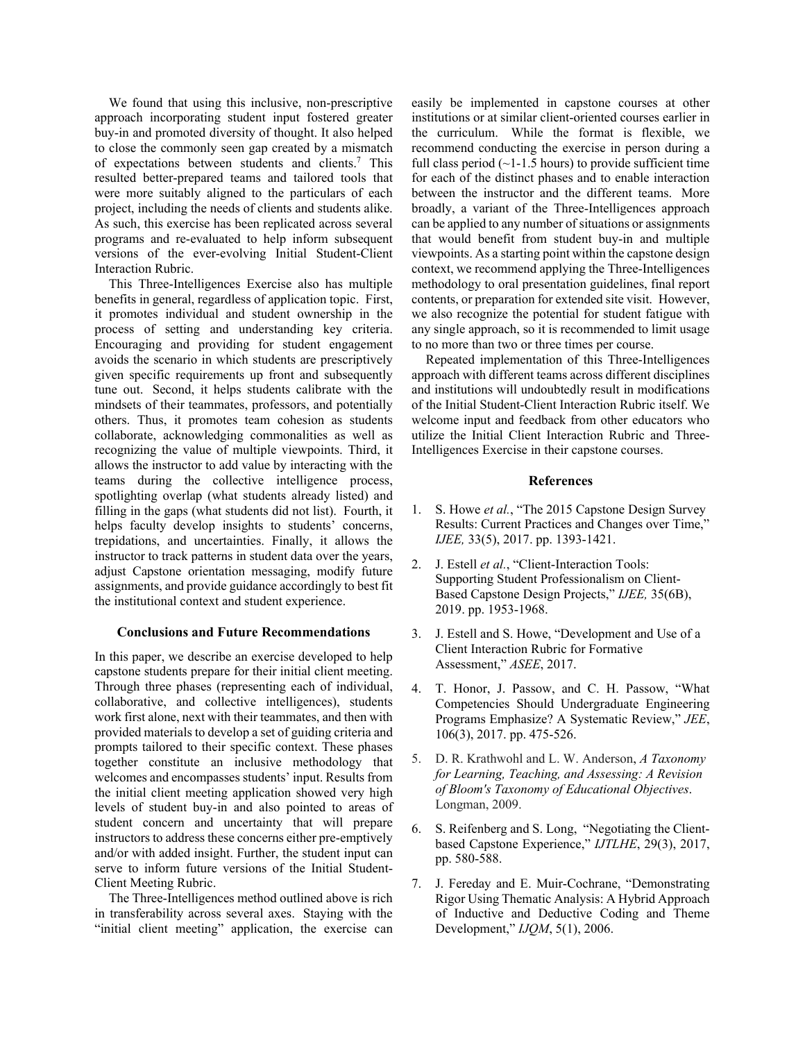We found that using this inclusive, non-prescriptive approach incorporating student input fostered greater buy-in and promoted diversity of thought. It also helped to close the commonly seen gap created by a mismatch of expectations between students and clients.[7] This resulted better-prepared teams and tailored tools that were more suitably aligned to the particulars of each project, including the needs of clients and students alike. As such, this exercise has been replicated across several programs and re-evaluated to help inform subsequent versions of the ever-evolving Initial Student-Client Interaction Rubric.

This Three-Intelligences Exercise also has multiple benefits in general, regardless of application topic. First, it promotes individual and student ownership in the process of setting and understanding key criteria. Encouraging and providing for student engagement avoids the scenario in which students are prescriptively given specific requirements up front and subsequently tune out. Second, it helps students calibrate with the mindsets of their teammates, professors, and potentially others. Thus, it promotes team cohesion as students collaborate, acknowledging commonalities as well as recognizing the value of multiple viewpoints. Third, it allows the instructor to add value by interacting with the teams during the collective intelligence process, spotlighting overlap (what students already listed) and filling in the gaps (what students did not list). Fourth, it helps faculty develop insights to students' concerns, trepidations, and uncertainties. Finally, it allows the instructor to track patterns in student data over the years, adjust Capstone orientation messaging, modify future assignments, and provide guidance accordingly to best fit the institutional context and student experience.

## Conclusions and Future Recommendations

In this paper, we describe an exercise developed to help capstone students prepare for their initial client meeting. Through three phases (representing each of individual, collaborative, and collective intelligences), students work first alone, next with their teammates, and then with provided materials to develop a set of guiding criteria and prompts tailored to their specific context. These phases together constitute an inclusive methodology that welcomes and encompasses students' input. Results from the initial client meeting application showed very high levels of student buy-in and also pointed to areas of student concern and uncertainty that will prepare instructors to address these concerns either pre-emptively and/or with added insight. Further, the student input can serve to inform future versions of the Initial Student-Client Meeting Rubric.

The Three-Intelligences method outlined above is rich in transferability across several axes. Staying with the "initial client meeting" application, the exercise can easily be implemented in capstone courses at other institutions or at similar client-oriented courses earlier in the curriculum. While the format is flexible, we recommend conducting the exercise in person during a full class period (~1-1.5 hours) to provide sufficient time for each of the distinct phases and to enable interaction between the instructor and the different teams. More broadly, a variant of the Three-Intelligences approach can be applied to any number of situations or assignments that would benefit from student buy-in and multiple viewpoints. As a starting point within the capstone design context, we recommend applying the Three-Intelligences methodology to oral presentation guidelines, final report contents, or preparation for extended site visit. However, we also recognize the potential for student fatigue with any single approach, so it is recommended to limit usage to no more than two or three times per course.

Repeated implementation of this Three-Intelligences approach with different teams across different disciplines and institutions will undoubtedly result in modifications of the Initial Student-Client Interaction Rubric itself. We welcome input and feedback from other educators who utilize the Initial Client Interaction Rubric and Three-Intelligences Exercise in their capstone courses.

## References

1. S. Howe *et al.*, "The 2015 Capstone Design Survey Results: Current Practices and Changes over Time," *IJEE,* 33(5), 2017. pp. 1393-1421.
2. J. Estell *et al.*, "Client-Interaction Tools: Supporting Student Professionalism on Client-Based Capstone Design Projects," *IJEE,* 35(6B), 2019. pp. 1953-1968.
3. J. Estell and S. Howe, "Development and Use of a Client Interaction Rubric for Formative Assessment," *ASEE*, 2017.
4. T. Honor, J. Passow, and C. H. Passow, "What Competencies Should Undergraduate Engineering Programs Emphasize? A Systematic Review," *JEE*, 106(3), 2017. pp. 475-526.
5. D. R. Krathwohl and L. W. Anderson, *A Taxonomy for Learning, Teaching, and Assessing: A Revision of Bloom's Taxonomy of Educational Objectives*. Longman, 2009.
6. S. Reifenberg and S. Long, "Negotiating the Client-based Capstone Experience," *IJTLHE*, 29(3), 2017, pp. 580-588.
7. J. Fereday and E. Muir-Cochrane, "Demonstrating Rigor Using Thematic Analysis: A Hybrid Approach of Inductive and Deductive Coding and Theme Development," *IJQM*, 5(1), 2006.